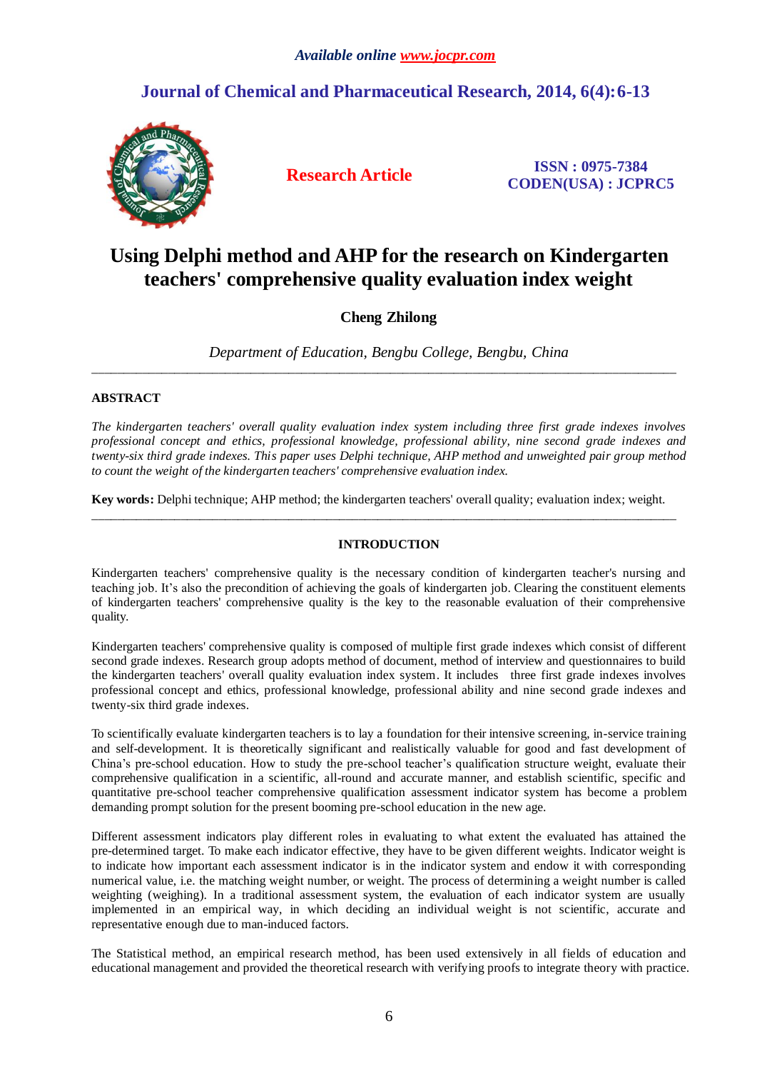# Using Delphi method and AHP for the research on Kindergarten teachers' comprehensive quality evaluation index weight

**Cheng Zhilong**

*Department of Education, Bengbu College, Bengbu, China*

---

## ABSTRACT

*The kindergarten teachers' overall quality evaluation index system including three first grade indexes involves professional concept and ethics, professional knowledge, professional ability, nine second grade indexes and twenty-six third grade indexes. This paper uses Delphi technique, AHP method and unweighted pair group method to count the weight of the kindergarten teachers' comprehensive evaluation index.*

**Key words:** Delphi technique; AHP method; the kindergarten teachers' overall quality; evaluation index; weight.

---

## INTRODUCTION

Kindergarten teachers' comprehensive quality is the necessary condition of kindergarten teacher's nursing and teaching job. It's also the precondition of achieving the goals of kindergarten job. Clearing the constituent elements of kindergarten teachers' comprehensive quality is the key to the reasonable evaluation of their comprehensive quality.

Kindergarten teachers' comprehensive quality is composed of multiple first grade indexes which consist of different second grade indexes. Research group adopts method of document, method of interview and questionnaires to build the kindergarten teachers' overall quality evaluation index system. It includes three first grade indexes involves professional concept and ethics, professional knowledge, professional ability and nine second grade indexes and twenty-six third grade indexes.

To scientifically evaluate kindergarten teachers is to lay a foundation for their intensive screening, in-service training and self-development. It is theoretically significant and realistically valuable for good and fast development of China's pre-school education. How to study the pre-school teacher's qualification structure weight, evaluate their comprehensive qualification in a scientific, all-round and accurate manner, and establish scientific, specific and quantitative pre-school teacher comprehensive qualification assessment indicator system has become a problem demanding prompt solution for the present booming pre-school education in the new age.

Different assessment indicators play different roles in evaluating to what extent the evaluated has attained the pre-determined target. To make each indicator effective, they have to be given different weights. Indicator weight is to indicate how important each assessment indicator is in the indicator system and endow it with corresponding numerical value, i.e. the matching weight number, or weight. The process of determining a weight number is called weighting (weighing). In a traditional assessment system, the evaluation of each indicator system are usually implemented in an empirical way, in which deciding an individual weight is not scientific, accurate and representative enough due to man-induced factors.

The Statistical method, an empirical research method, has been used extensively in all fields of education and educational management and provided the theoretical research with verifying proofs to integrate theory with practice.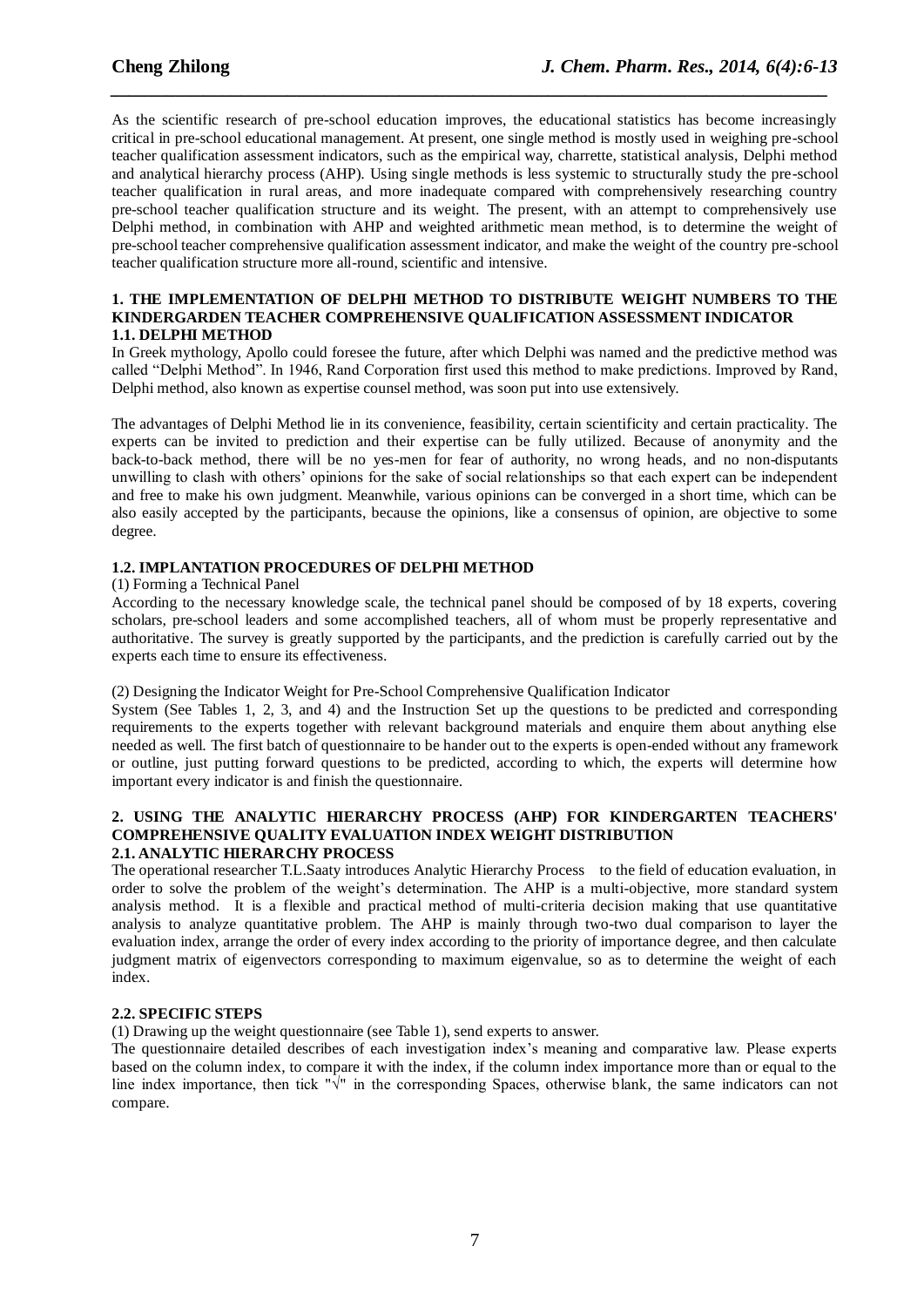As the scientific research of pre-school education improves, the educational statistics has become increasingly critical in pre-school educational management. At present, one single method is mostly used in weighing pre-school teacher qualification assessment indicators, such as the empirical way, charrette, statistical analysis, Delphi method and analytical hierarchy process (AHP). Using single methods is less systemic to structurally study the pre-school teacher qualification in rural areas, and more inadequate compared with comprehensively researching country pre-school teacher qualification structure and its weight. The present, with an attempt to comprehensively use Delphi method, in combination with AHP and weighted arithmetic mean method, is to determine the weight of pre-school teacher comprehensive qualification assessment indicator, and make the weight of the country pre-school teacher qualification structure more all-round, scientific and intensive.

## 1. THE IMPLEMENTATION OF DELPHI METHOD TO DISTRIBUTE WEIGHT NUMBERS TO THE KINDERGARDEN TEACHER COMPREHENSIVE QUALIFICATION ASSESSMENT INDICATOR

### 1.1. DELPHI METHOD

In Greek mythology, Apollo could foresee the future, after which Delphi was named and the predictive method was called "Delphi Method". In 1946, Rand Corporation first used this method to make predictions. Improved by Rand, Delphi method, also known as expertise counsel method, was soon put into use extensively.

The advantages of Delphi Method lie in its convenience, feasibility, certain scientificity and certain practicality. The experts can be invited to prediction and their expertise can be fully utilized. Because of anonymity and the back-to-back method, there will be no yes-men for fear of authority, no wrong heads, and no non-disputants unwilling to clash with others' opinions for the sake of social relationships so that each expert can be independent and free to make his own judgment. Meanwhile, various opinions can be converged in a short time, which can be also easily accepted by the participants, because the opinions, like a consensus of opinion, are objective to some degree.

### 1.2. IMPLANTATION PROCEDURES OF DELPHI METHOD

(1) Forming a Technical Panel

According to the necessary knowledge scale, the technical panel should be composed of by 18 experts, covering scholars, pre-school leaders and some accomplished teachers, all of whom must be properly representative and authoritative. The survey is greatly supported by the participants, and the prediction is carefully carried out by the experts each time to ensure its effectiveness.

(2) Designing the Indicator Weight for Pre-School Comprehensive Qualification Indicator

System (See Tables 1, 2, 3, and 4) and the Instruction Set up the questions to be predicted and corresponding requirements to the experts together with relevant background materials and enquire them about anything else needed as well. The first batch of questionnaire to be hander out to the experts is open-ended without any framework or outline, just putting forward questions to be predicted, according to which, the experts will determine how important every indicator is and finish the questionnaire.

## 2. USING THE ANALYTIC HIERARCHY PROCESS (AHP) FOR KINDERGARTEN TEACHERS' COMPREHENSIVE QUALITY EVALUATION INDEX WEIGHT DISTRIBUTION

### 2.1. ANALYTIC HIERARCHY PROCESS

The operational researcher T.L.Saaty introduces Analytic Hierarchy Process to the field of education evaluation, in order to solve the problem of the weight's determination. The AHP is a multi-objective, more standard system analysis method. It is a flexible and practical method of multi-criteria decision making that use quantitative analysis to analyze quantitative problem. The AHP is mainly through two-two dual comparison to layer the evaluation index, arrange the order of every index according to the priority of importance degree, and then calculate judgment matrix of eigenvectors corresponding to maximum eigenvalue, so as to determine the weight of each index.

### 2.2. SPECIFIC STEPS

(1) Drawing up the weight questionnaire (see Table 1), send experts to answer.

The questionnaire detailed describes of each investigation index's meaning and comparative law. Please experts based on the column index, to compare it with the index, if the column index importance more than or equal to the line index importance, then tick "√" in the corresponding Spaces, otherwise blank, the same indicators can not compare.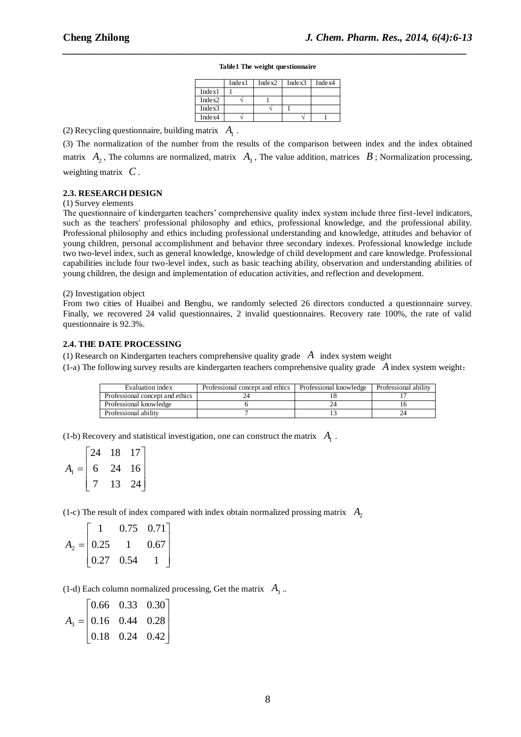**Table1 The weight questionnaire**

| | Index1 | Index2 | Index3 | Index4 |
|---|---|---|---|---|
| Index1 | 1 | | | |
| Index2 | √ | 1 | | |
| Index3 | | √ | 1 | |
| Index4 | √ | | √ | 1 |

(2) Recycling questionnaire, building matrix $A_1$ .

(3) The normalization of the number from the results of the comparison between index and the index obtained matrix $A_2$, The columns are normalized, matrix $A_3$, The value addition, matrices $B$; Normalization processing, weighting matrix $C$.

### 2.3. RESEARCH DESIGN

(1) Survey elements

The questionnaire of kindergarten teachers' comprehensive quality index system include three first-level indicators, such as the teachers' professional philosophy and ethics, professional knowledge, and the professional ability. Professional philosophy and ethics including professional understanding and knowledge, attitudes and behavior of young children, personal accomplishment and behavior three secondary indexes. Professional knowledge include two two-level index, such as general knowledge, knowledge of child development and care knowledge. Professional capabilities include four two-level index, such as basic teaching ability, observation and understanding abilities of young children, the design and implementation of education activities, and reflection and development.

(2) Investigation object

From two cities of Huaibei and Bengbu, we randomly selected 26 directors conducted a questionnaire survey. Finally, we recovered 24 valid questionnaires, 2 invalid questionnaires. Recovery rate 100%, the rate of valid questionnaire is 92.3%.

### 2.4. THE DATE PROCESSING

(1) Research on Kindergarten teachers comprehensive quality grade $A$ index system weight

(1-a) The following survey results are kindergarten teachers comprehensive quality grade $A$ index system weight：

| Evaluation index | Professional concept and ethics | Professional knowledge | Professional ability |
|---|---|---|---|
| Professional concept and ethics | 24 | 18 | 17 |
| Professional knowledge | 6 | 24 | 16 |
| Professional ability | 7 | 13 | 24 |

(1-b) Recovery and statistical investigation, one can construct the matrix $A_1$ .

$$A_1 = \begin{bmatrix} 24 & 18 & 17 \\ 6 & 24 & 16 \\ 7 & 13 & 24 \end{bmatrix}$$

(1-c) The result of index compared with index obtain normalized prossing matrix $A_2$

$$A_2 = \begin{bmatrix} 1 & 0.75 & 0.71 \\ 0.25 & 1 & 0.67 \\ 0.27 & 0.54 & 1 \end{bmatrix}$$

(1-d) Each column normalized processing, Get the matrix $A_3$ ..

$$A_3 = \begin{bmatrix} 0.66 & 0.33 & 0.30 \\ 0.16 & 0.44 & 0.28 \\ 0.18 & 0.24 & 0.42 \end{bmatrix}$$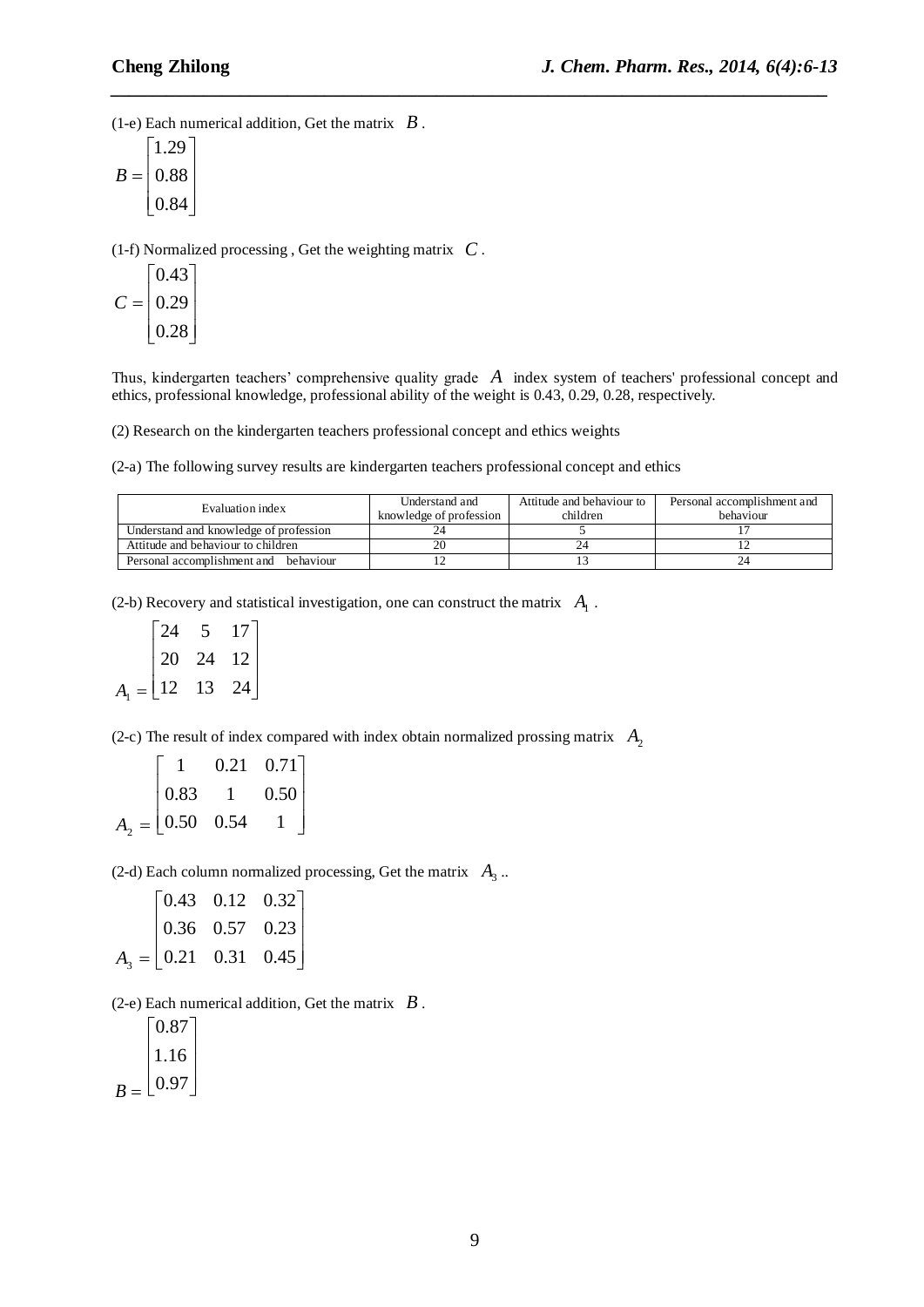(1-e) Each numerical addition, Get the matrix $B$.

$$B = \begin{bmatrix} 1.29 \\ 0.88 \\ 0.84 \end{bmatrix}$$

(1-f) Normalized processing , Get the weighting matrix $C$.

$$C = \begin{bmatrix} 0.43 \\ 0.29 \\ 0.28 \end{bmatrix}$$

Thus, kindergarten teachers' comprehensive quality grade $A$ index system of teachers' professional concept and ethics, professional knowledge, professional ability of the weight is 0.43, 0.29, 0.28, respectively.

(2) Research on the kindergarten teachers professional concept and ethics weights

(2-a) The following survey results are kindergarten teachers professional concept and ethics

| Evaluation index | Understand and knowledge of profession | Attitude and behaviour to children | Personal accomplishment and behaviour |
|---|---|---|---|
| Understand and knowledge of profession | 24 | 5 | 17 |
| Attitude and behaviour to children | 20 | 24 | 12 |
| Personal accomplishment and behaviour | 12 | 13 | 24 |

(2-b) Recovery and statistical investigation, one can construct the matrix $A_1$.

$$A_1 = \begin{bmatrix} 24 & 5 & 17 \\ 20 & 24 & 12 \\ 12 & 13 & 24 \end{bmatrix}$$

(2-c) The result of index compared with index obtain normalized prossing matrix $A_2$

$$A_2 = \begin{bmatrix} 1 & 0.21 & 0.71 \\ 0.83 & 1 & 0.50 \\ 0.50 & 0.54 & 1 \end{bmatrix}$$

(2-d) Each column normalized processing, Get the matrix $A_3$ ..

$$A_3 = \begin{bmatrix} 0.43 & 0.12 & 0.32 \\ 0.36 & 0.57 & 0.23 \\ 0.21 & 0.31 & 0.45 \end{bmatrix}$$

(2-e) Each numerical addition, Get the matrix $B$.

$$B = \begin{bmatrix} 0.87 \\ 1.16 \\ 0.97 \end{bmatrix}$$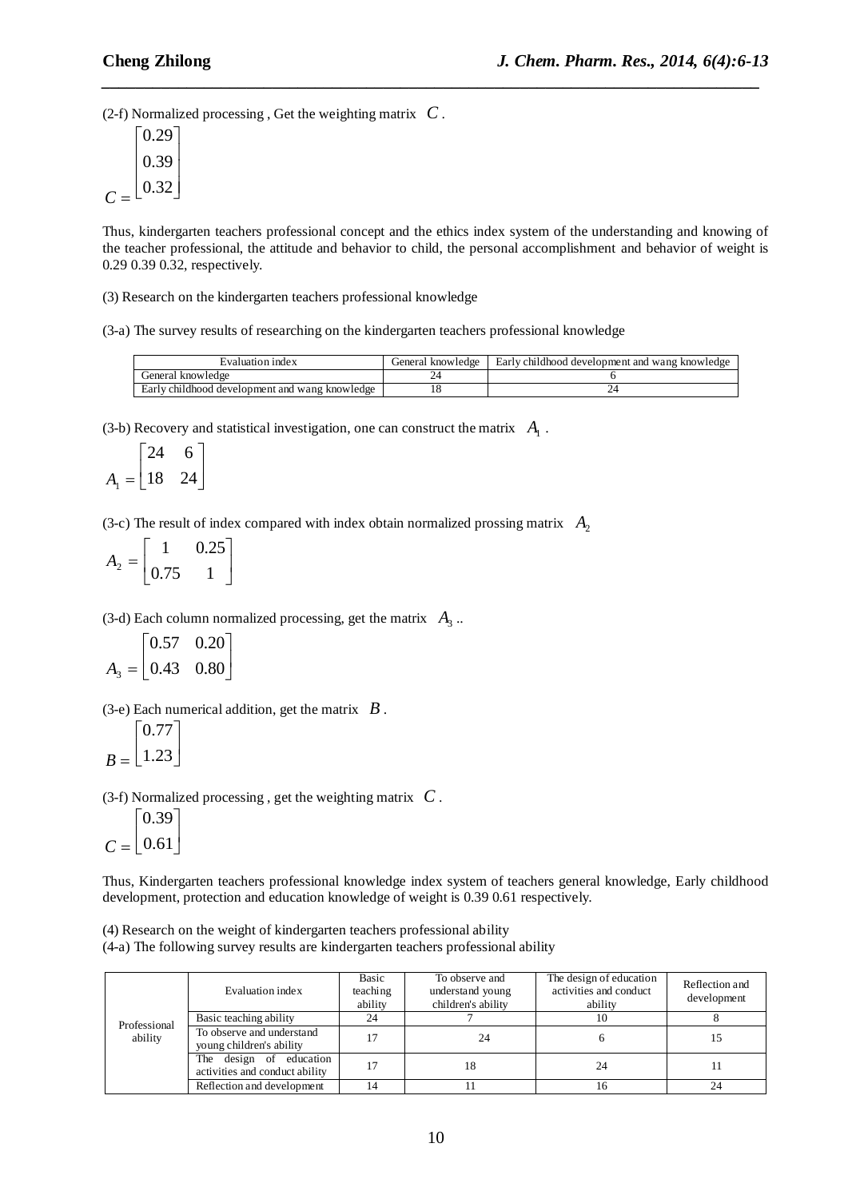(2-f) Normalized processing , Get the weighting matrix $C$.

$$C = \begin{bmatrix} 0.29 \\ 0.39 \\ 0.32 \end{bmatrix}$$

Thus, kindergarten teachers professional concept and the ethics index system of the understanding and knowing of the teacher professional, the attitude and behavior to child, the personal accomplishment and behavior of weight is 0.29 0.39 0.32, respectively.

(3) Research on the kindergarten teachers professional knowledge

(3-a) The survey results of researching on the kindergarten teachers professional knowledge

| Evaluation index | General knowledge | Early childhood development and wang knowledge |
|---|---|---|
| General knowledge | 24 | 6 |
| Early childhood development and wang knowledge | 18 | 24 |

(3-b) Recovery and statistical investigation, one can construct the matrix $A_1$ .

$$A_1 = \begin{bmatrix} 24 & 6 \\ 18 & 24 \end{bmatrix}$$

(3-c) The result of index compared with index obtain normalized prossing matrix $A_2$

$$A_2 = \begin{bmatrix} 1 & 0.25 \\ 0.75 & 1 \end{bmatrix}$$

(3-d) Each column normalized processing, get the matrix $A_3$ ..

$$A_3 = \begin{bmatrix} 0.57 & 0.20 \\ 0.43 & 0.80 \end{bmatrix}$$

(3-e) Each numerical addition, get the matrix $B$ .

$$B = \begin{bmatrix} 0.77 \\ 1.23 \end{bmatrix}$$

(3-f) Normalized processing , get the weighting matrix $C$ .

$$C = \begin{bmatrix} 0.39 \\ 0.61 \end{bmatrix}$$

Thus, Kindergarten teachers professional knowledge index system of teachers general knowledge, Early childhood development, protection and education knowledge of weight is 0.39 0.61 respectively.

(4) Research on the weight of kindergarten teachers professional ability

(4-a) The following survey results are kindergarten teachers professional ability

| | Evaluation index | Basic teaching ability | To observe and understand young children's ability | The design of education activities and conduct ability | Reflection and development |
|---|---|---|---|---|---|
| Professional ability | Basic teaching ability | 24 | 7 | 10 | 8 |
| | To observe and understand young children's ability | 17 | 24 | 6 | 15 |
| | The design of education activities and conduct ability | 17 | 18 | 24 | 11 |
| | Reflection and development | 14 | 11 | 16 | 24 |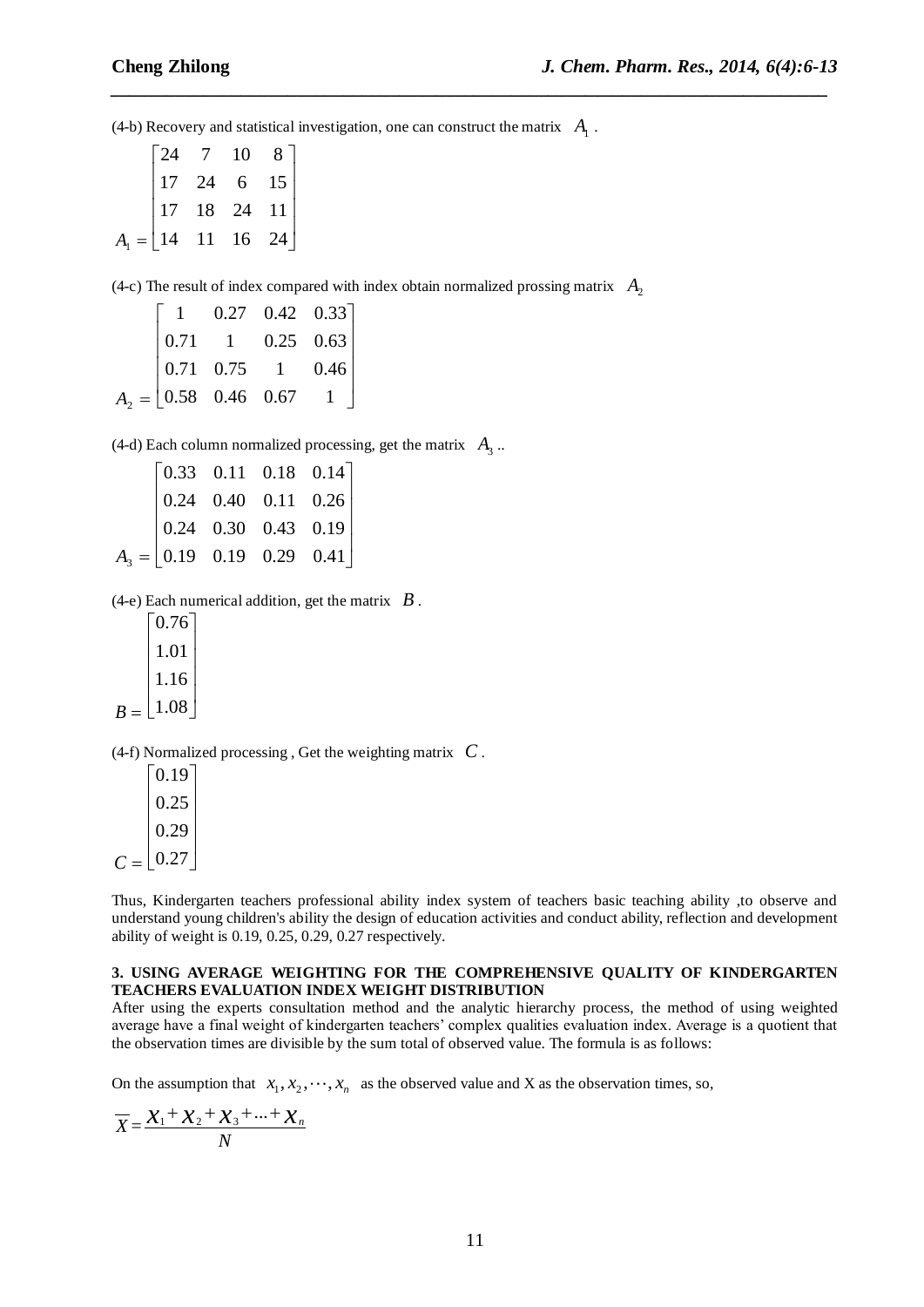(4-b) Recovery and statistical investigation, one can construct the matrix $A_1$.

$$A_1 = \begin{bmatrix} 24 & 7 & 10 & 8 \\ 17 & 24 & 6 & 15 \\ 17 & 18 & 24 & 11 \\ 14 & 11 & 16 & 24 \end{bmatrix}$$

(4-c) The result of index compared with index obtain normalized prossing matrix $A_2$

$$A_2 = \begin{bmatrix} 1 & 0.27 & 0.42 & 0.33 \\ 0.71 & 1 & 0.25 & 0.63 \\ 0.71 & 0.75 & 1 & 0.46 \\ 0.58 & 0.46 & 0.67 & 1 \end{bmatrix}$$

(4-d) Each column normalized processing, get the matrix $A_3$ ..

$$A_3 = \begin{bmatrix} 0.33 & 0.11 & 0.18 & 0.14 \\ 0.24 & 0.40 & 0.11 & 0.26 \\ 0.24 & 0.30 & 0.43 & 0.19 \\ 0.19 & 0.19 & 0.29 & 0.41 \end{bmatrix}$$

(4-e) Each numerical addition, get the matrix $B$.

$$B = \begin{bmatrix} 0.76 \\ 1.01 \\ 1.16 \\ 1.08 \end{bmatrix}$$

(4-f) Normalized processing , Get the weighting matrix $C$.

$$C = \begin{bmatrix} 0.19 \\ 0.25 \\ 0.29 \\ 0.27 \end{bmatrix}$$

Thus, Kindergarten teachers professional ability index system of teachers basic teaching ability ,to observe and understand young children's ability the design of education activities and conduct ability, reflection and development ability of weight is 0.19, 0.25, 0.29, 0.27 respectively.

### 3. USING AVERAGE WEIGHTING FOR THE COMPREHENSIVE QUALITY OF KINDERGARTEN TEACHERS EVALUATION INDEX WEIGHT DISTRIBUTION

After using the experts consultation method and the analytic hierarchy process, the method of using weighted average have a final weight of kindergarten teachers' complex qualities evaluation index. Average is a quotient that the observation times are divisible by the sum total of observed value. The formula is as follows:

On the assumption that $x_1, x_2, \cdots, x_n$ as the observed value and X as the observation times, so,

$$\overline{X} = \frac{x_1 + x_2 + x_3 + ... + x_n}{N}$$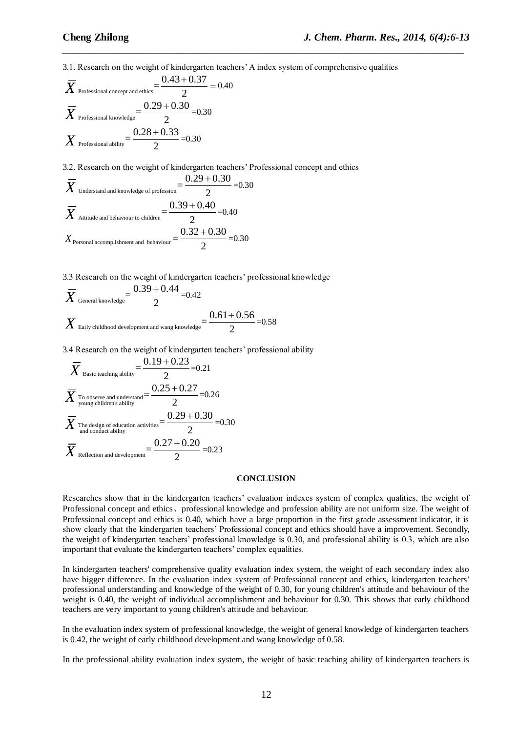3.1. Research on the weight of kindergarten teachers' A index system of comprehensive qualities

$$\overline{X}_{\text{Professional concept and ethics}} = \frac{0.43+0.37}{2} = 0.40$$

$$\overline{X}_{\text{Professional knowledge}} = \frac{0.29+0.30}{2} = 0.30$$

$$\overline{X}_{\text{Professional ability}} = \frac{0.28+0.33}{2} = 0.30$$

3.2. Research on the weight of kindergarten teachers' Professional concept and ethics

$$\overline{X}_{\text{Understand and knowledge of profession}} = \frac{0.29+0.30}{2} = 0.30$$

$$\overline{X}_{\text{Attitude and behaviour to children}} = \frac{0.39+0.40}{2} = 0.40$$

$$\overline{X}_{\text{Personal accomplishment and behaviour}} = \frac{0.32+0.30}{2} = 0.30$$

3.3 Research on the weight of kindergarten teachers' professional knowledge

$$\overline{X}_{\text{General knowledge}} = \frac{0.39+0.44}{2} = 0.42$$

$$\overline{X}_{\text{Early childhood development and wang knowledge}} = \frac{0.61+0.56}{2} = 0.58$$

3.4 Research on the weight of kindergarten teachers' professional ability

$$\overline{X}_{\text{Basic teaching ability}} = \frac{0.19+0.23}{2} = 0.21$$

$$\overline{X}_{\text{To observe and understand young children's ability}} = \frac{0.25+0.27}{2} = 0.26$$

$$\overline{X}_{\text{The design of education activities and conduct ability}} = \frac{0.29+0.30}{2} = 0.30$$

$$\overline{X}_{\text{Reflection and development}} = \frac{0.27+0.20}{2} = 0.23$$

## CONCLUSION

Researches show that in the kindergarten teachers' evaluation indexes system of complex qualities, the weight of Professional concept and ethics、professional knowledge and profession ability are not uniform size. The weight of Professional concept and ethics is 0.40, which have a large proportion in the first grade assessment indicator, it is show clearly that the kindergarten teachers' Professional concept and ethics should have a improvement. Secondly, the weight of kindergarten teachers' professional knowledge is 0.30, and professional ability is 0.3, which are also important that evaluate the kindergarten teachers' complex equalities.

In kindergarten teachers' comprehensive quality evaluation index system, the weight of each secondary index also have bigger difference. In the evaluation index system of Professional concept and ethics, kindergarten teachers' professional understanding and knowledge of the weight of 0.30, for young children's attitude and behaviour of the weight is 0.40, the weight of individual accomplishment and behaviour for 0.30. This shows that early childhood teachers are very important to young children's attitude and behaviour.

In the evaluation index system of professional knowledge, the weight of general knowledge of kindergarten teachers is 0.42, the weight of early childhood development and wang knowledge of 0.58.

In the professional ability evaluation index system, the weight of basic teaching ability of kindergarten teachers is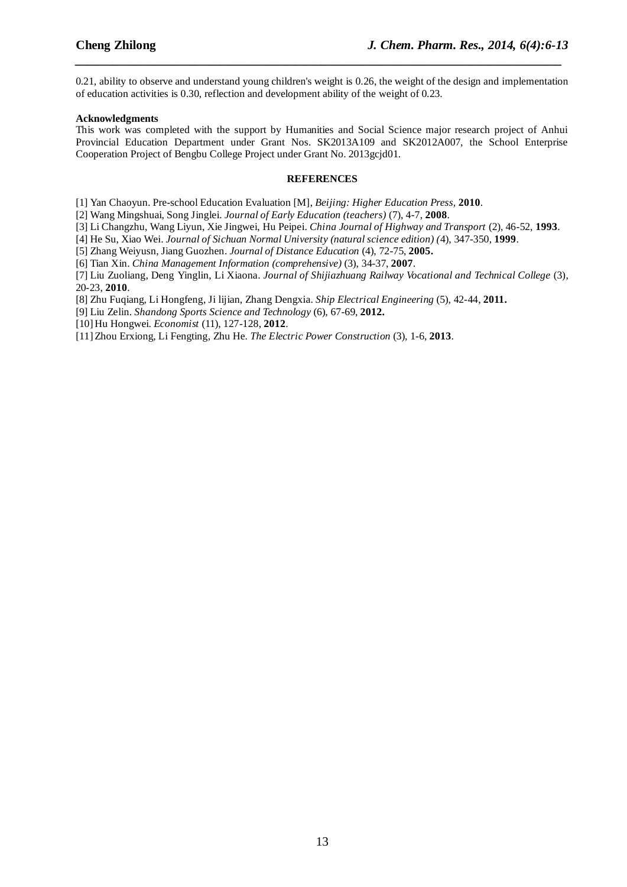0.21, ability to observe and understand young children's weight is 0.26, the weight of the design and implementation of education activities is 0.30, reflection and development ability of the weight of 0.23.

**Acknowledgments**

This work was completed with the support by Humanities and Social Science major research project of Anhui Provincial Education Department under Grant Nos. SK2013A109 and SK2012A007, the School Enterprise Cooperation Project of Bengbu College Project under Grant No. 2013gcjd01.

## REFERENCES

[1] Yan Chaoyun. Pre-school Education Evaluation [M], *Beijing: Higher Education Press*, **2010**.

[2] Wang Mingshuai, Song Jinglei. *Journal of Early Education (teachers)* (7), 4-7, **2008**.

[3] Li Changzhu, Wang Liyun, Xie Jingwei, Hu Peipei. *China Journal of Highway and Transport* (2), 46-52, **1993**.

[4] He Su, Xiao Wei. *Journal of Sichuan Normal University (natural science edition) (*4), 347-350, **1999**.

[5] Zhang Weiyusn, Jiang Guozhen. *Journal of Distance Education* (4), 72-75, **2005.**

[6] Tian Xin. *China Management Information (comprehensive)* (3), 34-37, **2007**.

[7] Liu Zuoliang, Deng Yinglin, Li Xiaona. *Journal of Shijiazhuang Railway Vocational and Technical College* (3), 20-23, **2010**.

[8] Zhu Fuqiang, Li Hongfeng, Ji lijian, Zhang Dengxia. *Ship Electrical Engineering* (5), 42-44, **2011.**

[9] Liu Zelin. *Shandong Sports Science and Technology* (6), 67-69, **2012.**

[10] Hu Hongwei. *Economist* (11), 127-128, **2012**.

[11] Zhou Erxiong, Li Fengting, Zhu He. *The Electric Power Construction* (3), 1-6, **2013**.